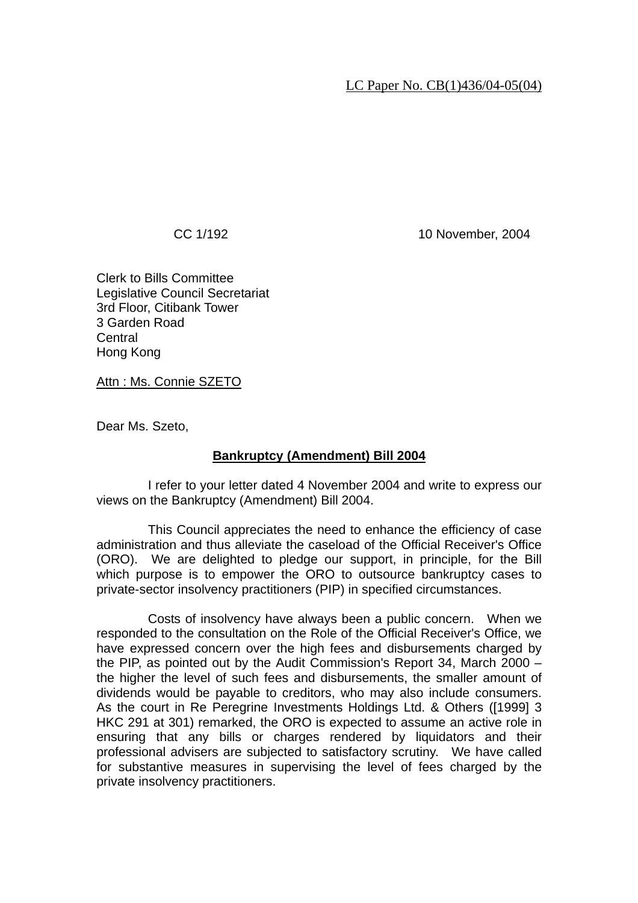LC Paper No. CB(1)436/04-05(04)

CC 1/192 10 November, 2004

Clerk to Bills Committee
Legislative Council Secretariat
3rd Floor, Citibank Tower
3 Garden Road
Central
Hong Kong

Attn : Ms. Connie SZETO

Dear Ms. Szeto,

**Bankruptcy (Amendment) Bill 2004**

I refer to your letter dated 4 November 2004 and write to express our views on the Bankruptcy (Amendment) Bill 2004.

This Council appreciates the need to enhance the efficiency of case administration and thus alleviate the caseload of the Official Receiver's Office (ORO). We are delighted to pledge our support, in principle, for the Bill which purpose is to empower the ORO to outsource bankruptcy cases to private-sector insolvency practitioners (PIP) in specified circumstances.

Costs of insolvency have always been a public concern. When we responded to the consultation on the Role of the Official Receiver's Office, we have expressed concern over the high fees and disbursements charged by the PIP, as pointed out by the Audit Commission's Report 34, March 2000 – the higher the level of such fees and disbursements, the smaller amount of dividends would be payable to creditors, who may also include consumers. As the court in Re Peregrine Investments Holdings Ltd. & Others ([1999] 3 HKC 291 at 301) remarked, the ORO is expected to assume an active role in ensuring that any bills or charges rendered by liquidators and their professional advisers are subjected to satisfactory scrutiny. We have called for substantive measures in supervising the level of fees charged by the private insolvency practitioners.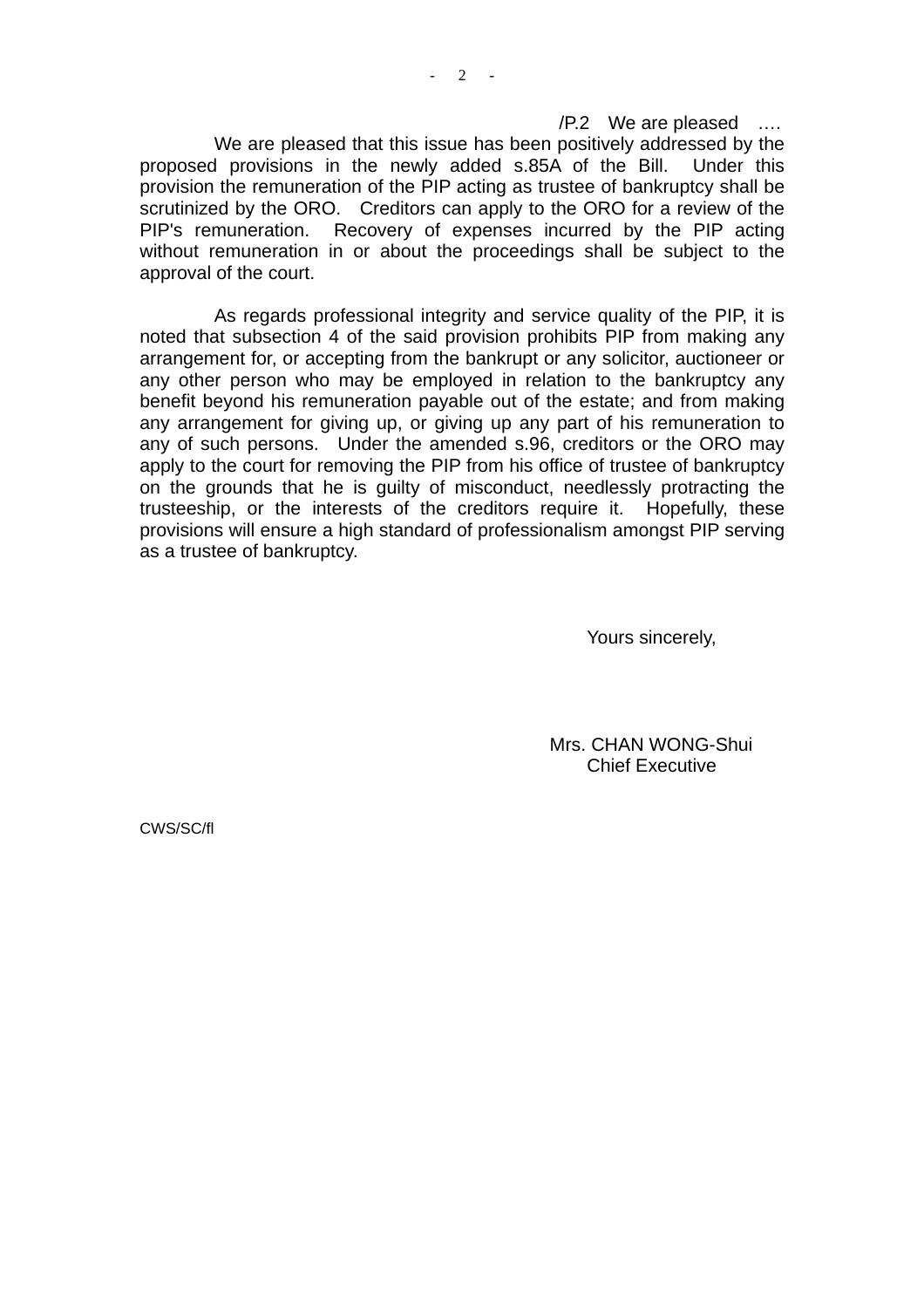We are pleased that this issue has been positively addressed by the proposed provisions in the newly added s.85A of the Bill. Under this provision the remuneration of the PIP acting as trustee of bankruptcy shall be scrutinized by the ORO. Creditors can apply to the ORO for a review of the PIP's remuneration. Recovery of expenses incurred by the PIP acting without remuneration in or about the proceedings shall be subject to the approval of the court.

As regards professional integrity and service quality of the PIP, it is noted that subsection 4 of the said provision prohibits PIP from making any arrangement for, or accepting from the bankrupt or any solicitor, auctioneer or any other person who may be employed in relation to the bankruptcy any benefit beyond his remuneration payable out of the estate; and from making any arrangement for giving up, or giving up any part of his remuneration to any of such persons. Under the amended s.96, creditors or the ORO may apply to the court for removing the PIP from his office of trustee of bankruptcy on the grounds that he is guilty of misconduct, needlessly protracting the trusteeship, or the interests of the creditors require it. Hopefully, these provisions will ensure a high standard of professionalism amongst PIP serving as a trustee of bankruptcy.

Yours sincerely,

Mrs. CHAN WONG-Shui
Chief Executive

CWS/SC/fl